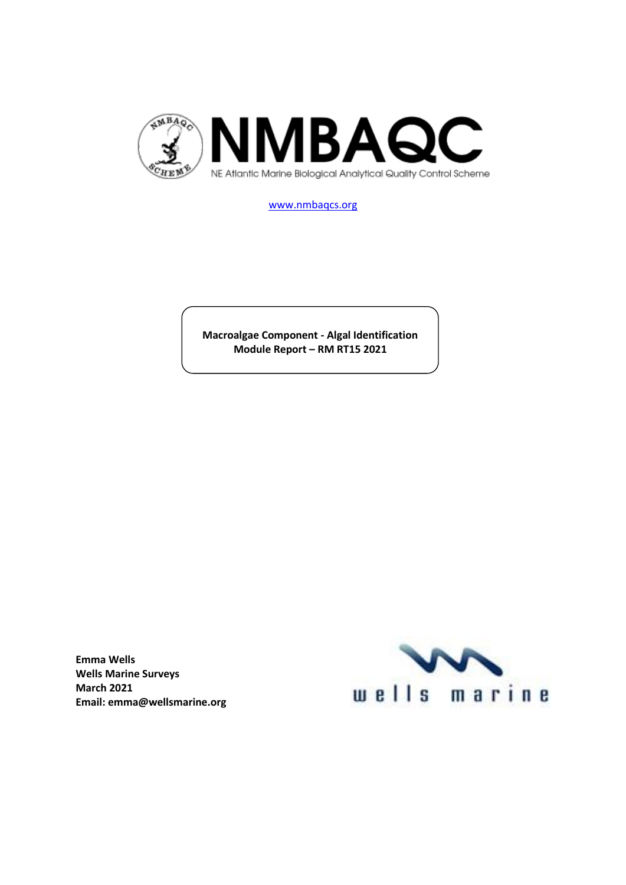# NMBAQC

NE Atlantic Marine Biological Analytical Quality Control Scheme

www.nmbaqcs.org

**Macroalgae Component - Algal Identification Module Report – RM RT15 2021**

**Emma Wells**
**Wells Marine Surveys**
**March 2021**
**Email: emma@wellsmarine.org**

wells marine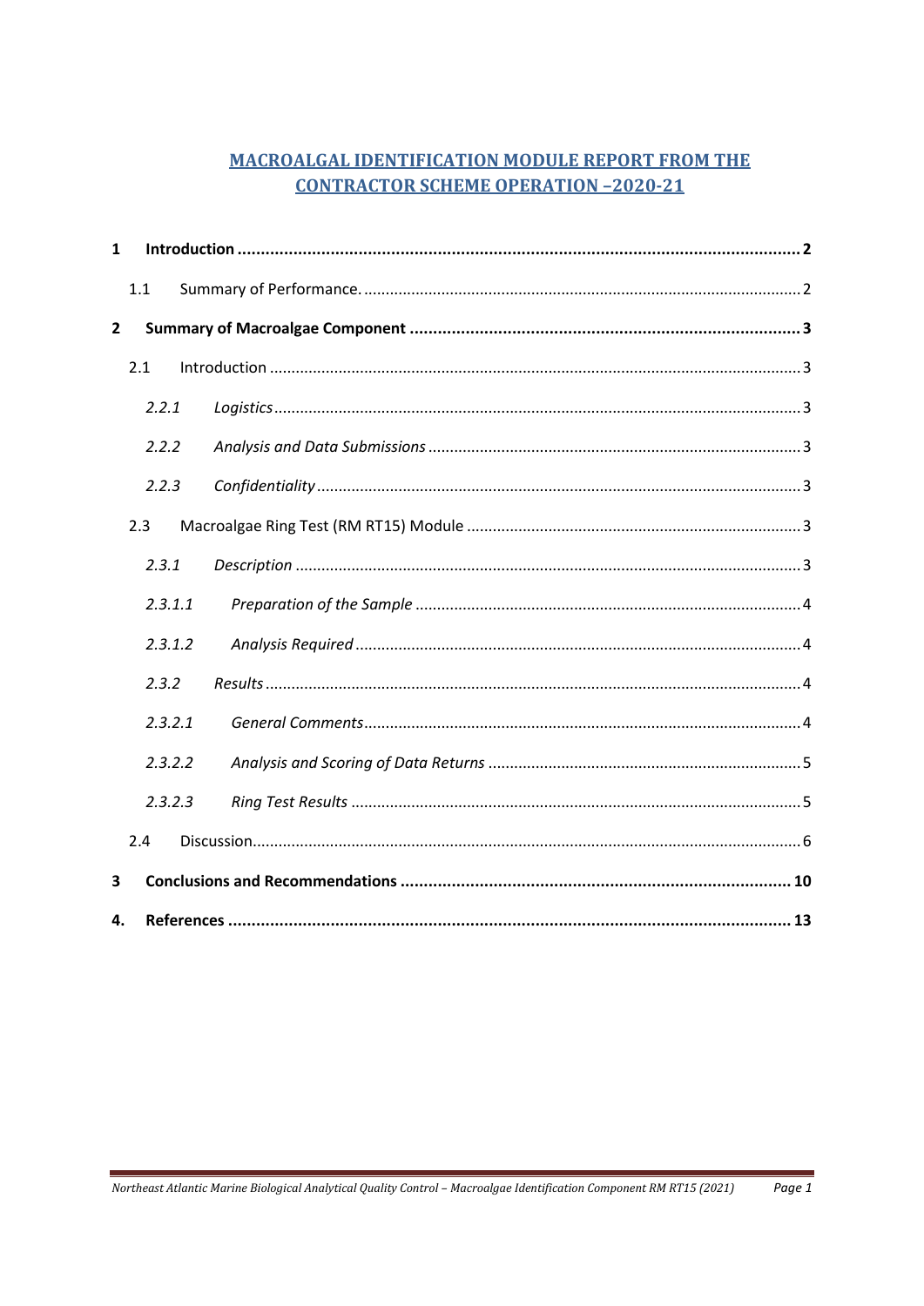# MACROALGAL IDENTIFICATION MODULE REPORT FROM THE CONTRACTOR SCHEME OPERATION –2020-21

**1 Introduction** ........................................ **2**

1.1 Summary of Performance. ........................................ 2

**2 Summary of Macroalgae Component** ........................................ **3**

2.1 Introduction ........................................ 3

*2.2.1 Logistics* ........................................ 3

*2.2.2 Analysis and Data Submissions* ........................................ 3

*2.2.3 Confidentiality* ........................................ 3

2.3 Macroalgae Ring Test (RM RT15) Module ........................................ 3

*2.3.1 Description* ........................................ 3

*2.3.1.1 Preparation of the Sample* ........................................ 4

*2.3.1.2 Analysis Required* ........................................ 4

*2.3.2 Results* ........................................ 4

*2.3.2.1 General Comments* ........................................ 4

*2.3.2.2 Analysis and Scoring of Data Returns* ........................................ 5

*2.3.2.3 Ring Test Results* ........................................ 5

2.4 Discussion ........................................ 6

**3 Conclusions and Recommendations** ........................................ **10**

**4. References** ........................................ **13**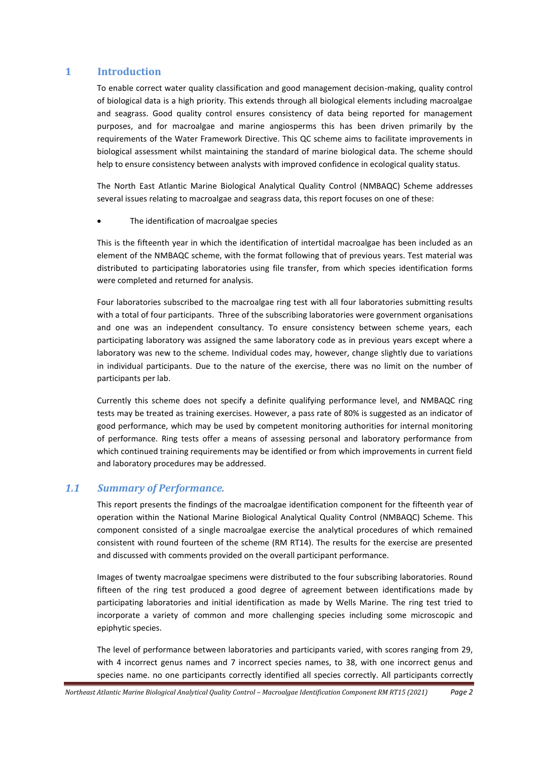## 1 Introduction

To enable correct water quality classification and good management decision-making, quality control of biological data is a high priority. This extends through all biological elements including macroalgae and seagrass. Good quality control ensures consistency of data being reported for management purposes, and for macroalgae and marine angiosperms this has been driven primarily by the requirements of the Water Framework Directive. This QC scheme aims to facilitate improvements in biological assessment whilst maintaining the standard of marine biological data. The scheme should help to ensure consistency between analysts with improved confidence in ecological quality status.

The North East Atlantic Marine Biological Analytical Quality Control (NMBAQC) Scheme addresses several issues relating to macroalgae and seagrass data, this report focuses on one of these:

- The identification of macroalgae species

This is the fifteenth year in which the identification of intertidal macroalgae has been included as an element of the NMBAQC scheme, with the format following that of previous years. Test material was distributed to participating laboratories using file transfer, from which species identification forms were completed and returned for analysis.

Four laboratories subscribed to the macroalgae ring test with all four laboratories submitting results with a total of four participants. Three of the subscribing laboratories were government organisations and one was an independent consultancy. To ensure consistency between scheme years, each participating laboratory was assigned the same laboratory code as in previous years except where a laboratory was new to the scheme. Individual codes may, however, change slightly due to variations in individual participants. Due to the nature of the exercise, there was no limit on the number of participants per lab.

Currently this scheme does not specify a definite qualifying performance level, and NMBAQC ring tests may be treated as training exercises. However, a pass rate of 80% is suggested as an indicator of good performance, which may be used by competent monitoring authorities for internal monitoring of performance. Ring tests offer a means of assessing personal and laboratory performance from which continued training requirements may be identified or from which improvements in current field and laboratory procedures may be addressed.

### *1.1 Summary of Performance.*

This report presents the findings of the macroalgae identification component for the fifteenth year of operation within the National Marine Biological Analytical Quality Control (NMBAQC) Scheme. This component consisted of a single macroalgae exercise the analytical procedures of which remained consistent with round fourteen of the scheme (RM RT14). The results for the exercise are presented and discussed with comments provided on the overall participant performance.

Images of twenty macroalgae specimens were distributed to the four subscribing laboratories. Round fifteen of the ring test produced a good degree of agreement between identifications made by participating laboratories and initial identification as made by Wells Marine. The ring test tried to incorporate a variety of common and more challenging species including some microscopic and epiphytic species.

The level of performance between laboratories and participants varied, with scores ranging from 29, with 4 incorrect genus names and 7 incorrect species names, to 38, with one incorrect genus and species name. no one participants correctly identified all species correctly. All participants correctly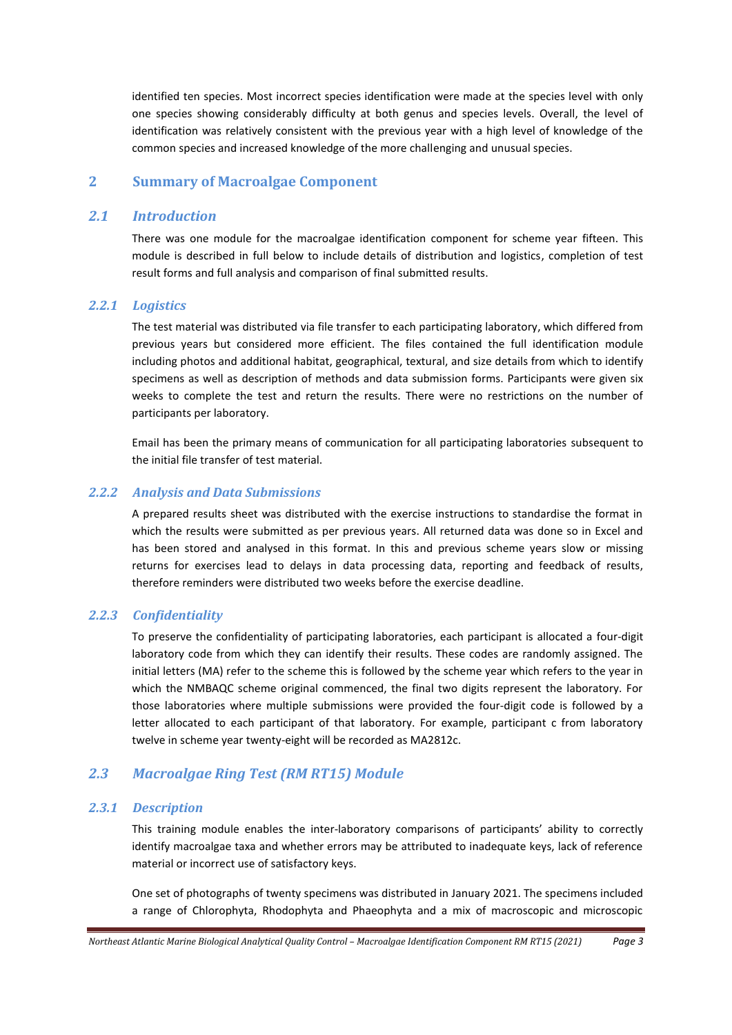identified ten species. Most incorrect species identification were made at the species level with only one species showing considerably difficulty at both genus and species levels. Overall, the level of identification was relatively consistent with the previous year with a high level of knowledge of the common species and increased knowledge of the more challenging and unusual species.

## 2 Summary of Macroalgae Component

### *2.1 Introduction*

There was one module for the macroalgae identification component for scheme year fifteen. This module is described in full below to include details of distribution and logistics, completion of test result forms and full analysis and comparison of final submitted results.

#### *2.2.1 Logistics*

The test material was distributed via file transfer to each participating laboratory, which differed from previous years but considered more efficient. The files contained the full identification module including photos and additional habitat, geographical, textural, and size details from which to identify specimens as well as description of methods and data submission forms. Participants were given six weeks to complete the test and return the results. There were no restrictions on the number of participants per laboratory.

Email has been the primary means of communication for all participating laboratories subsequent to the initial file transfer of test material.

#### *2.2.2 Analysis and Data Submissions*

A prepared results sheet was distributed with the exercise instructions to standardise the format in which the results were submitted as per previous years. All returned data was done so in Excel and has been stored and analysed in this format. In this and previous scheme years slow or missing returns for exercises lead to delays in data processing data, reporting and feedback of results, therefore reminders were distributed two weeks before the exercise deadline.

#### *2.2.3 Confidentiality*

To preserve the confidentiality of participating laboratories, each participant is allocated a four-digit laboratory code from which they can identify their results. These codes are randomly assigned. The initial letters (MA) refer to the scheme this is followed by the scheme year which refers to the year in which the NMBAQC scheme original commenced, the final two digits represent the laboratory. For those laboratories where multiple submissions were provided the four-digit code is followed by a letter allocated to each participant of that laboratory. For example, participant c from laboratory twelve in scheme year twenty-eight will be recorded as MA2812c.

### *2.3 Macroalgae Ring Test (RM RT15) Module*

#### *2.3.1 Description*

This training module enables the inter-laboratory comparisons of participants' ability to correctly identify macroalgae taxa and whether errors may be attributed to inadequate keys, lack of reference material or incorrect use of satisfactory keys.

One set of photographs of twenty specimens was distributed in January 2021. The specimens included a range of Chlorophyta, Rhodophyta and Phaeophyta and a mix of macroscopic and microscopic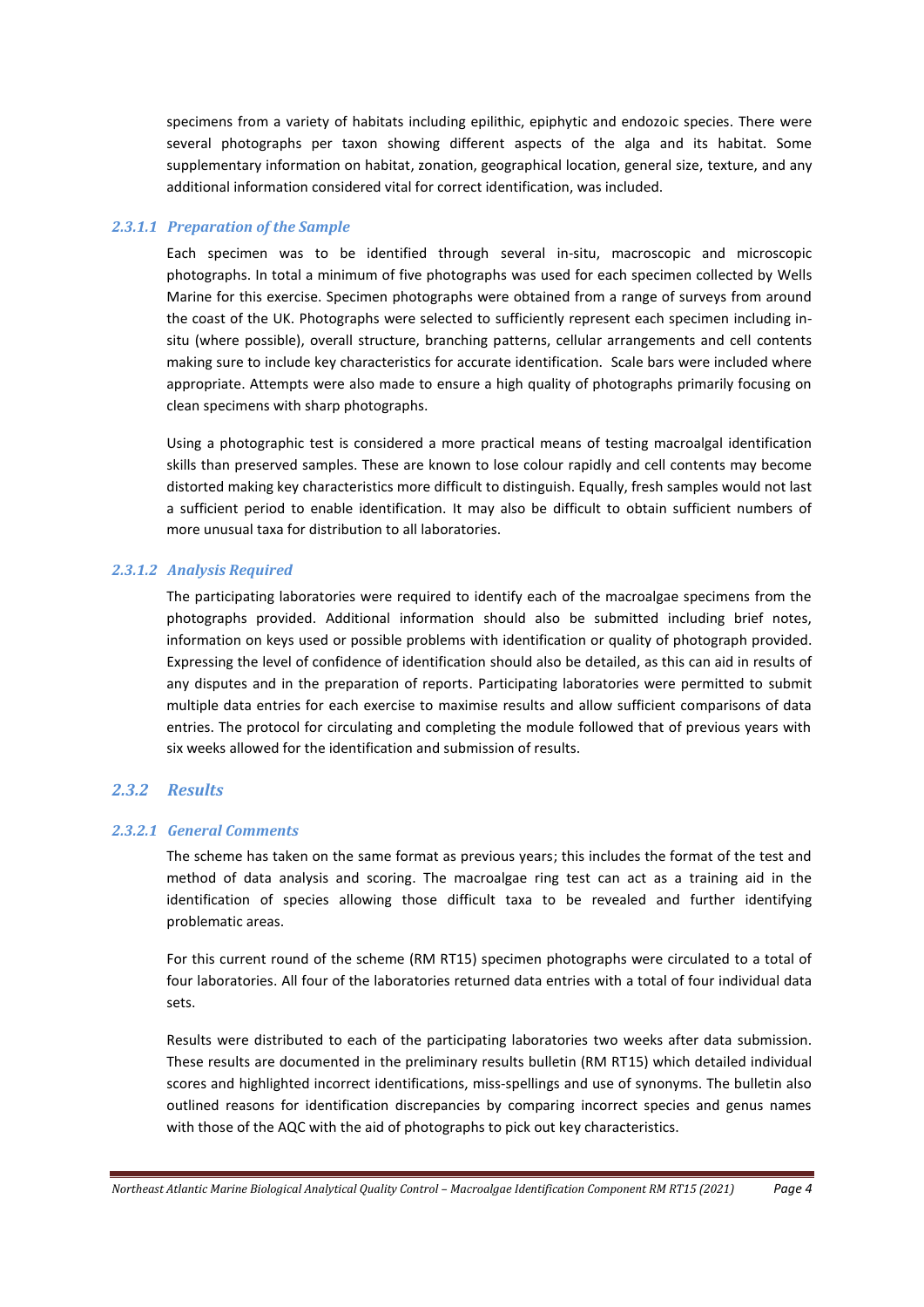specimens from a variety of habitats including epilithic, epiphytic and endozoic species. There were several photographs per taxon showing different aspects of the alga and its habitat. Some supplementary information on habitat, zonation, geographical location, general size, texture, and any additional information considered vital for correct identification, was included.

#### *2.3.1.1 Preparation of the Sample*

Each specimen was to be identified through several in-situ, macroscopic and microscopic photographs. In total a minimum of five photographs was used for each specimen collected by Wells Marine for this exercise. Specimen photographs were obtained from a range of surveys from around the coast of the UK. Photographs were selected to sufficiently represent each specimen including in-situ (where possible), overall structure, branching patterns, cellular arrangements and cell contents making sure to include key characteristics for accurate identification. Scale bars were included where appropriate. Attempts were also made to ensure a high quality of photographs primarily focusing on clean specimens with sharp photographs.

Using a photographic test is considered a more practical means of testing macroalgal identification skills than preserved samples. These are known to lose colour rapidly and cell contents may become distorted making key characteristics more difficult to distinguish. Equally, fresh samples would not last a sufficient period to enable identification. It may also be difficult to obtain sufficient numbers of more unusual taxa for distribution to all laboratories.

#### *2.3.1.2 Analysis Required*

The participating laboratories were required to identify each of the macroalgae specimens from the photographs provided. Additional information should also be submitted including brief notes, information on keys used or possible problems with identification or quality of photograph provided. Expressing the level of confidence of identification should also be detailed, as this can aid in results of any disputes and in the preparation of reports. Participating laboratories were permitted to submit multiple data entries for each exercise to maximise results and allow sufficient comparisons of data entries. The protocol for circulating and completing the module followed that of previous years with six weeks allowed for the identification and submission of results.

### *2.3.2 Results*

#### *2.3.2.1 General Comments*

The scheme has taken on the same format as previous years; this includes the format of the test and method of data analysis and scoring. The macroalgae ring test can act as a training aid in the identification of species allowing those difficult taxa to be revealed and further identifying problematic areas.

For this current round of the scheme (RM RT15) specimen photographs were circulated to a total of four laboratories. All four of the laboratories returned data entries with a total of four individual data sets.

Results were distributed to each of the participating laboratories two weeks after data submission. These results are documented in the preliminary results bulletin (RM RT15) which detailed individual scores and highlighted incorrect identifications, miss-spellings and use of synonyms. The bulletin also outlined reasons for identification discrepancies by comparing incorrect species and genus names with those of the AQC with the aid of photographs to pick out key characteristics.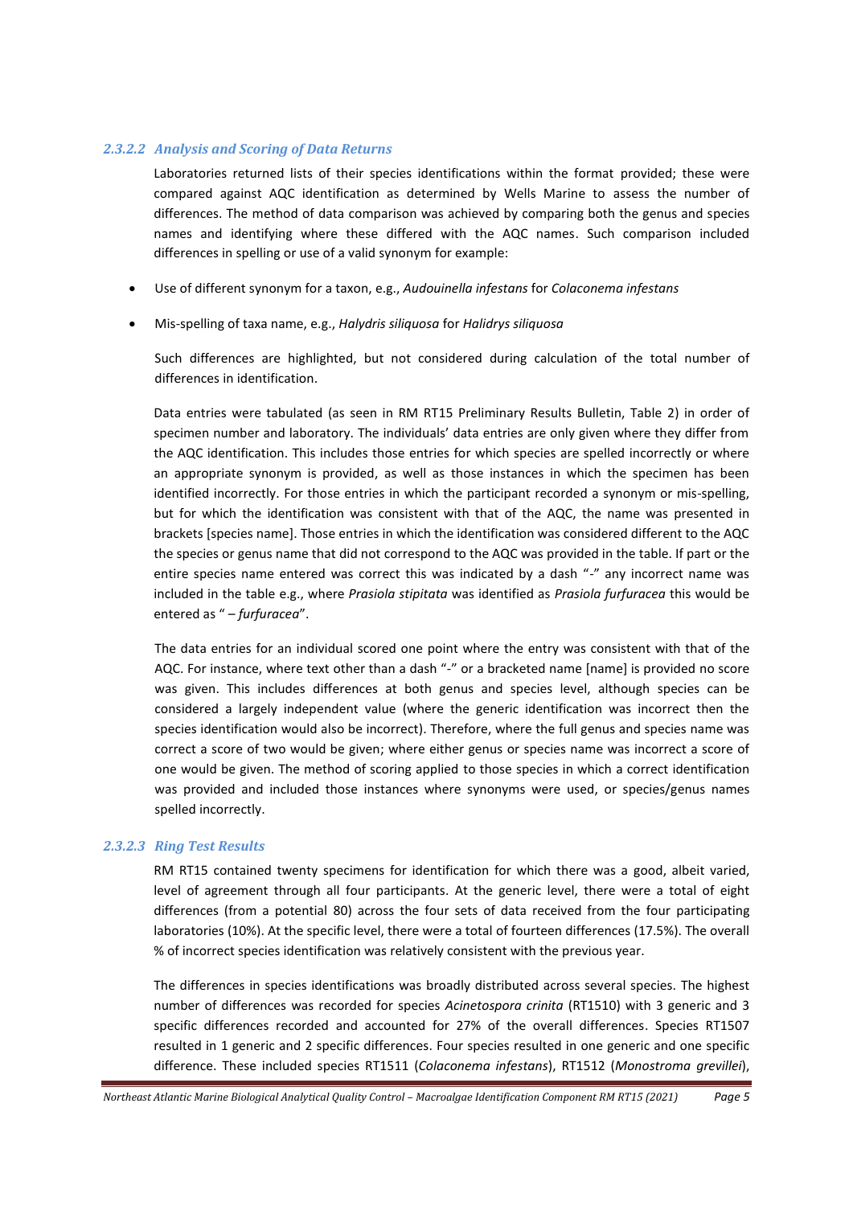#### *2.3.2.2 Analysis and Scoring of Data Returns*

Laboratories returned lists of their species identifications within the format provided; these were compared against AQC identification as determined by Wells Marine to assess the number of differences. The method of data comparison was achieved by comparing both the genus and species names and identifying where these differed with the AQC names. Such comparison included differences in spelling or use of a valid synonym for example:

- Use of different synonym for a taxon, e.g., *Audouinella infestans* for *Colaconema infestans*
- Mis-spelling of taxa name, e.g., *Halydris siliquosa* for *Halidrys siliquosa*

Such differences are highlighted, but not considered during calculation of the total number of differences in identification.

Data entries were tabulated (as seen in RM RT15 Preliminary Results Bulletin, Table 2) in order of specimen number and laboratory. The individuals' data entries are only given where they differ from the AQC identification. This includes those entries for which species are spelled incorrectly or where an appropriate synonym is provided, as well as those instances in which the specimen has been identified incorrectly. For those entries in which the participant recorded a synonym or mis-spelling, but for which the identification was consistent with that of the AQC, the name was presented in brackets [species name]. Those entries in which the identification was considered different to the AQC the species or genus name that did not correspond to the AQC was provided in the table. If part or the entire species name entered was correct this was indicated by a dash "-" any incorrect name was included in the table e.g., where *Prasiola stipitata* was identified as *Prasiola furfuracea* this would be entered as " – *furfuracea*".

The data entries for an individual scored one point where the entry was consistent with that of the AQC. For instance, where text other than a dash "-" or a bracketed name [name] is provided no score was given. This includes differences at both genus and species level, although species can be considered a largely independent value (where the generic identification was incorrect then the species identification would also be incorrect). Therefore, where the full genus and species name was correct a score of two would be given; where either genus or species name was incorrect a score of one would be given. The method of scoring applied to those species in which a correct identification was provided and included those instances where synonyms were used, or species/genus names spelled incorrectly.

#### *2.3.2.3 Ring Test Results*

RM RT15 contained twenty specimens for identification for which there was a good, albeit varied, level of agreement through all four participants. At the generic level, there were a total of eight differences (from a potential 80) across the four sets of data received from the four participating laboratories (10%). At the specific level, there were a total of fourteen differences (17.5%). The overall % of incorrect species identification was relatively consistent with the previous year.

The differences in species identifications was broadly distributed across several species. The highest number of differences was recorded for species *Acinetospora crinita* (RT1510) with 3 generic and 3 specific differences recorded and accounted for 27% of the overall differences. Species RT1507 resulted in 1 generic and 2 specific differences. Four species resulted in one generic and one specific difference. These included species RT1511 (*Colaconema infestans*), RT1512 (*Monostroma grevillei*),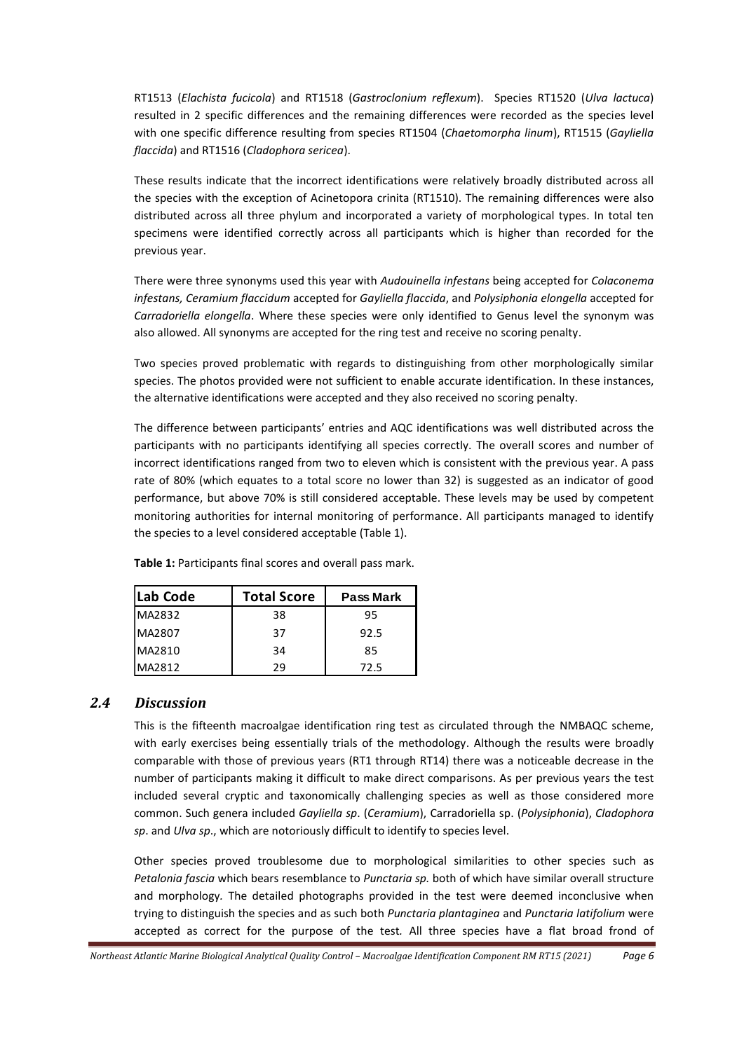RT1513 (*Elachista fucicola*) and RT1518 (*Gastroclonium reflexum*). Species RT1520 (*Ulva lactuca*) resulted in 2 specific differences and the remaining differences were recorded as the species level with one specific difference resulting from species RT1504 (*Chaetomorpha linum*), RT1515 (*Gayliella flaccida*) and RT1516 (*Cladophora sericea*).

These results indicate that the incorrect identifications were relatively broadly distributed across all the species with the exception of Acinetopora crinita (RT1510). The remaining differences were also distributed across all three phylum and incorporated a variety of morphological types. In total ten specimens were identified correctly across all participants which is higher than recorded for the previous year.

There were three synonyms used this year with *Audouinella infestans* being accepted for *Colaconema infestans, Ceramium flaccidum* accepted for *Gayliella flaccida*, and *Polysiphonia elongella* accepted for *Carradoriella elongella*. Where these species were only identified to Genus level the synonym was also allowed. All synonyms are accepted for the ring test and receive no scoring penalty.

Two species proved problematic with regards to distinguishing from other morphologically similar species. The photos provided were not sufficient to enable accurate identification. In these instances, the alternative identifications were accepted and they also received no scoring penalty.

The difference between participants' entries and AQC identifications was well distributed across the participants with no participants identifying all species correctly. The overall scores and number of incorrect identifications ranged from two to eleven which is consistent with the previous year. A pass rate of 80% (which equates to a total score no lower than 32) is suggested as an indicator of good performance, but above 70% is still considered acceptable. These levels may be used by competent monitoring authorities for internal monitoring of performance. All participants managed to identify the species to a level considered acceptable (Table 1).

**Table 1:** Participants final scores and overall pass mark.

| Lab Code | Total Score | Pass Mark |
|---|---|---|
| MA2832 | 38 | 95 |
| MA2807 | 37 | 92.5 |
| MA2810 | 34 | 85 |
| MA2812 | 29 | 72.5 |

### 2.4 Discussion

This is the fifteenth macroalgae identification ring test as circulated through the NMBAQC scheme, with early exercises being essentially trials of the methodology. Although the results were broadly comparable with those of previous years (RT1 through RT14) there was a noticeable decrease in the number of participants making it difficult to make direct comparisons. As per previous years the test included several cryptic and taxonomically challenging species as well as those considered more common. Such genera included *Gayliella sp*. (*Ceramium*), Carradoriella sp. (*Polysiphonia*), *Cladophora sp*. and *Ulva sp*., which are notoriously difficult to identify to species level.

Other species proved troublesome due to morphological similarities to other species such as *Petalonia fascia* which bears resemblance to *Punctaria sp.* both of which have similar overall structure and morphology. The detailed photographs provided in the test were deemed inconclusive when trying to distinguish the species and as such both *Punctaria plantaginea* and *Punctaria latifolium* were accepted as correct for the purpose of the test. All three species have a flat broad frond of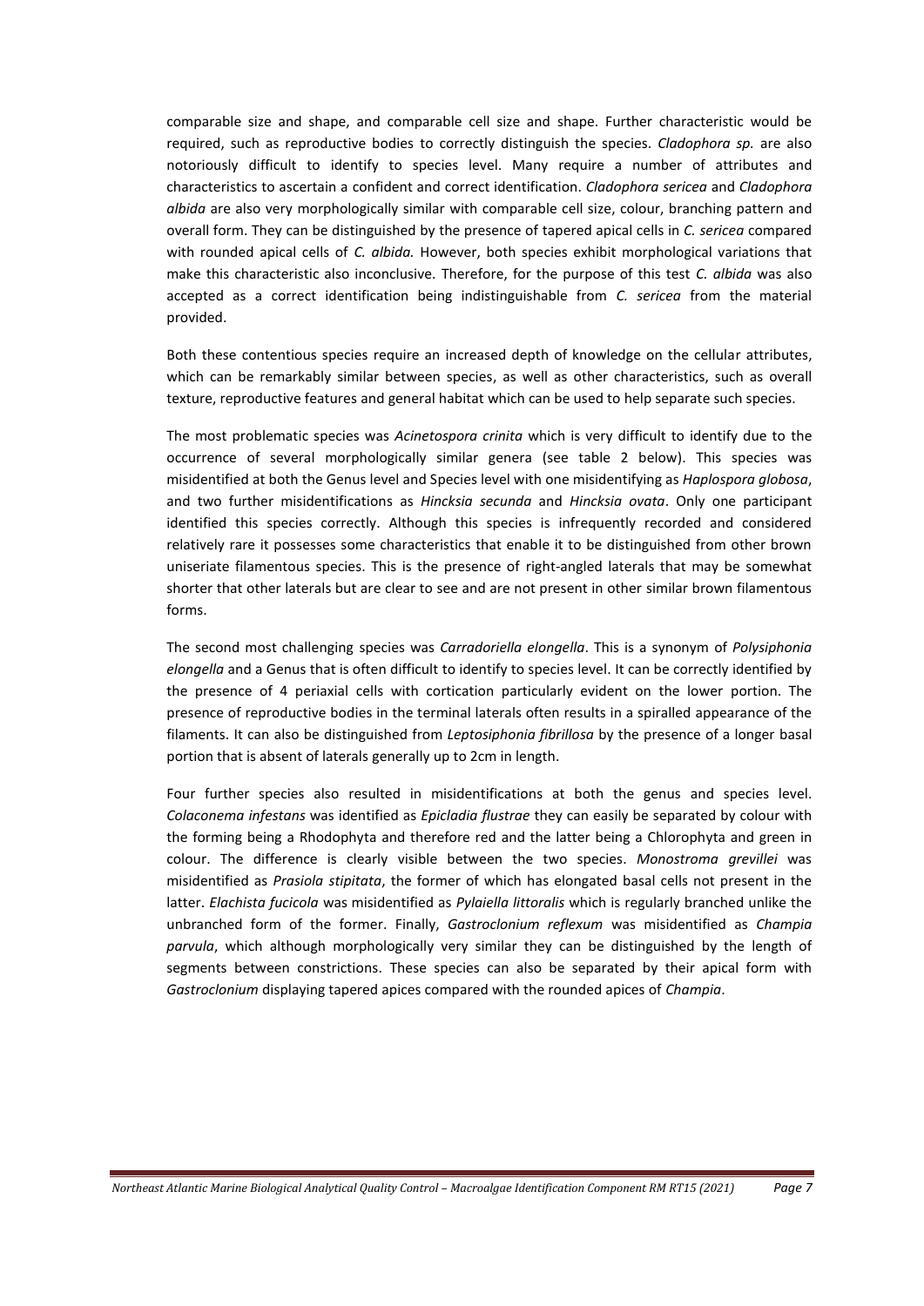comparable size and shape, and comparable cell size and shape. Further characteristic would be required, such as reproductive bodies to correctly distinguish the species. *Cladophora sp.* are also notoriously difficult to identify to species level. Many require a number of attributes and characteristics to ascertain a confident and correct identification. *Cladophora sericea* and *Cladophora albida* are also very morphologically similar with comparable cell size, colour, branching pattern and overall form. They can be distinguished by the presence of tapered apical cells in *C. sericea* compared with rounded apical cells of *C. albida.* However, both species exhibit morphological variations that make this characteristic also inconclusive. Therefore, for the purpose of this test *C. albida* was also accepted as a correct identification being indistinguishable from *C. sericea* from the material provided.

Both these contentious species require an increased depth of knowledge on the cellular attributes, which can be remarkably similar between species, as well as other characteristics, such as overall texture, reproductive features and general habitat which can be used to help separate such species.

The most problematic species was *Acinetospora crinita* which is very difficult to identify due to the occurrence of several morphologically similar genera (see table 2 below). This species was misidentified at both the Genus level and Species level with one misidentifying as *Haplospora globosa*, and two further misidentifications as *Hincksia secunda* and *Hincksia ovata*. Only one participant identified this species correctly. Although this species is infrequently recorded and considered relatively rare it possesses some characteristics that enable it to be distinguished from other brown uniseriate filamentous species. This is the presence of right-angled laterals that may be somewhat shorter that other laterals but are clear to see and are not present in other similar brown filamentous forms.

The second most challenging species was *Carradoriella elongella*. This is a synonym of *Polysiphonia elongella* and a Genus that is often difficult to identify to species level. It can be correctly identified by the presence of 4 periaxial cells with cortication particularly evident on the lower portion. The presence of reproductive bodies in the terminal laterals often results in a spiralled appearance of the filaments. It can also be distinguished from *Leptosiphonia fibrillosa* by the presence of a longer basal portion that is absent of laterals generally up to 2cm in length.

Four further species also resulted in misidentifications at both the genus and species level. *Colaconema infestans* was identified as *Epicladia flustrae* they can easily be separated by colour with the forming being a Rhodophyta and therefore red and the latter being a Chlorophyta and green in colour. The difference is clearly visible between the two species. *Monostroma grevillei* was misidentified as *Prasiola stipitata*, the former of which has elongated basal cells not present in the latter. *Elachista fucicola* was misidentified as *Pylaiella littoralis* which is regularly branched unlike the unbranched form of the former. Finally, *Gastroclonium reflexum* was misidentified as *Champia parvula*, which although morphologically very similar they can be distinguished by the length of segments between constrictions. These species can also be separated by their apical form with *Gastroclonium* displaying tapered apices compared with the rounded apices of *Champia*.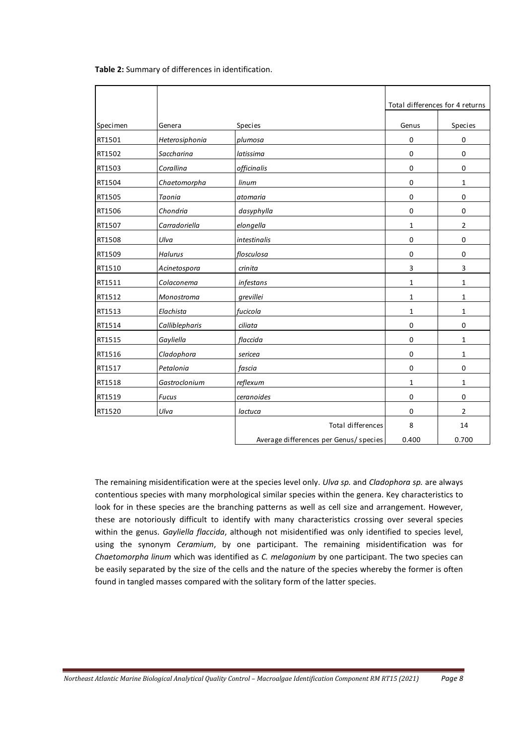**Table 2:** Summary of differences in identification.

| | | | Total differences for 4 returns | |
|---|---|---|---|---|
| Specimen | Genera | Species | Genus | Species |
| RT1501 | *Heterosiphonia* | *plumosa* | 0 | 0 |
| RT1502 | *Saccharina* | *latissima* | 0 | 0 |
| RT1503 | *Corallina* | *officinalis* | 0 | 0 |
| RT1504 | *Chaetomorpha* | *linum* | 0 | 1 |
| RT1505 | *Taonia* | *atomaria* | 0 | 0 |
| RT1506 | *Chondria* | *dasyphylla* | 0 | 0 |
| RT1507 | *Carradoriella* | *elongella* | 1 | 2 |
| RT1508 | *Ulva* | *intestinalis* | 0 | 0 |
| RT1509 | *Halurus* | *flosculosa* | 0 | 0 |
| RT1510 | *Acinetospora* | *crinita* | 3 | 3 |
| RT1511 | *Colaconema* | *infestans* | 1 | 1 |
| RT1512 | *Monostroma* | *grevillei* | 1 | 1 |
| RT1513 | *Elachista* | *fucicola* | 1 | 1 |
| RT1514 | *Calliblepharis* | *ciliata* | 0 | 0 |
| RT1515 | *Gayliella* | *flaccida* | 0 | 1 |
| RT1516 | *Cladophora* | *sericea* | 0 | 1 |
| RT1517 | *Petalonia* | *fascia* | 0 | 0 |
| RT1518 | *Gastroclonium* | *reflexum* | 1 | 1 |
| RT1519 | *Fucus* | *ceranoides* | 0 | 0 |
| RT1520 | *Ulva* | *lactuca* | 0 | 2 |
| | | Total differences | 8 | 14 |
| | | Average differences per Genus/ species | 0.400 | 0.700 |

The remaining misidentification were at the species level only. *Ulva sp.* and *Cladophora sp.* are always contentious species with many morphological similar species within the genera. Key characteristics to look for in these species are the branching patterns as well as cell size and arrangement. However, these are notoriously difficult to identify with many characteristics crossing over several species within the genus. *Gayliella flaccida*, although not misidentified was only identified to species level, using the synonym *Ceramium*, by one participant. The remaining misidentification was for *Chaetomorpha linum* which was identified as *C. melagonium* by one participant. The two species can be easily separated by the size of the cells and the nature of the species whereby the former is often found in tangled masses compared with the solitary form of the latter species.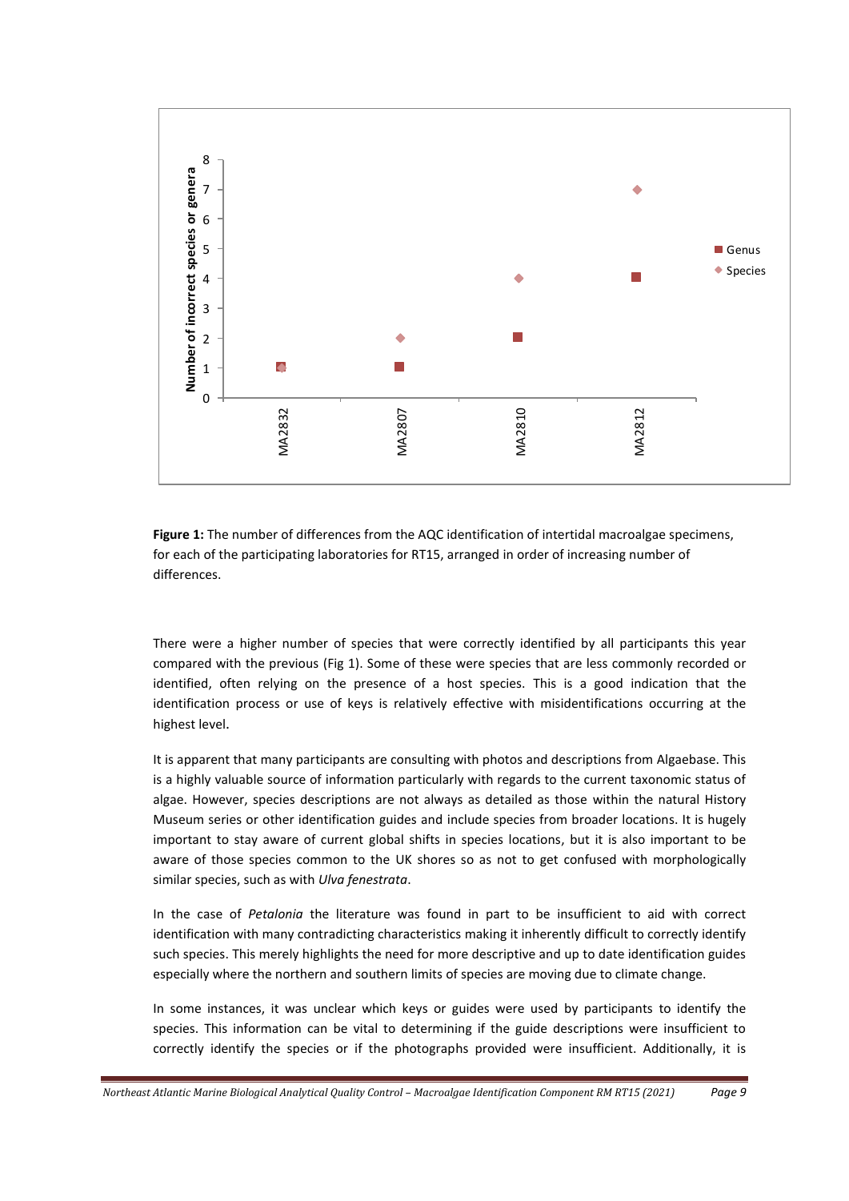**Figure 1:** The number of differences from the AQC identification of intertidal macroalgae specimens, for each of the participating laboratories for RT15, arranged in order of increasing number of differences.

There were a higher number of species that were correctly identified by all participants this year compared with the previous (Fig 1). Some of these were species that are less commonly recorded or identified, often relying on the presence of a host species. This is a good indication that the identification process or use of keys is relatively effective with misidentifications occurring at the highest level.

It is apparent that many participants are consulting with photos and descriptions from Algaebase. This is a highly valuable source of information particularly with regards to the current taxonomic status of algae. However, species descriptions are not always as detailed as those within the natural History Museum series or other identification guides and include species from broader locations. It is hugely important to stay aware of current global shifts in species locations, but it is also important to be aware of those species common to the UK shores so as not to get confused with morphologically similar species, such as with *Ulva fenestrata*.

In the case of *Petalonia* the literature was found in part to be insufficient to aid with correct identification with many contradicting characteristics making it inherently difficult to correctly identify such species. This merely highlights the need for more descriptive and up to date identification guides especially where the northern and southern limits of species are moving due to climate change.

In some instances, it was unclear which keys or guides were used by participants to identify the species. This information can be vital to determining if the guide descriptions were insufficient to correctly identify the species or if the photographs provided were insufficient. Additionally, it is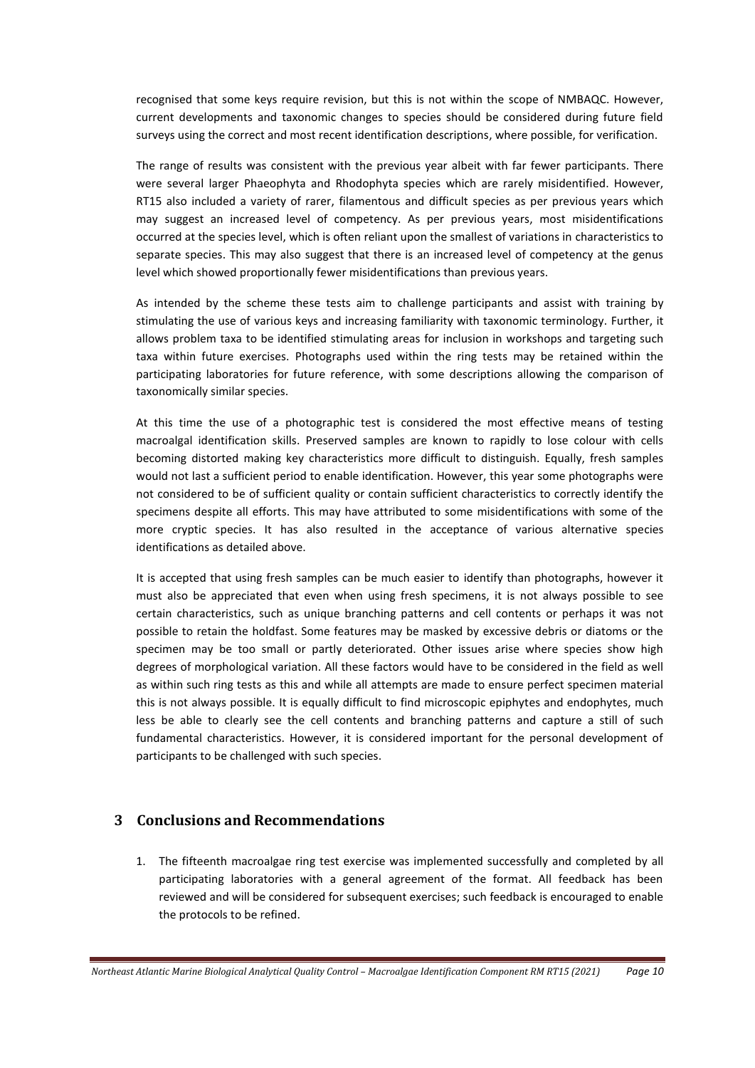recognised that some keys require revision, but this is not within the scope of NMBAQC. However, current developments and taxonomic changes to species should be considered during future field surveys using the correct and most recent identification descriptions, where possible, for verification.

The range of results was consistent with the previous year albeit with far fewer participants. There were several larger Phaeophyta and Rhodophyta species which are rarely misidentified. However, RT15 also included a variety of rarer, filamentous and difficult species as per previous years which may suggest an increased level of competency. As per previous years, most misidentifications occurred at the species level, which is often reliant upon the smallest of variations in characteristics to separate species. This may also suggest that there is an increased level of competency at the genus level which showed proportionally fewer misidentifications than previous years.

As intended by the scheme these tests aim to challenge participants and assist with training by stimulating the use of various keys and increasing familiarity with taxonomic terminology. Further, it allows problem taxa to be identified stimulating areas for inclusion in workshops and targeting such taxa within future exercises. Photographs used within the ring tests may be retained within the participating laboratories for future reference, with some descriptions allowing the comparison of taxonomically similar species.

At this time the use of a photographic test is considered the most effective means of testing macroalgal identification skills. Preserved samples are known to rapidly to lose colour with cells becoming distorted making key characteristics more difficult to distinguish. Equally, fresh samples would not last a sufficient period to enable identification. However, this year some photographs were not considered to be of sufficient quality or contain sufficient characteristics to correctly identify the specimens despite all efforts. This may have attributed to some misidentifications with some of the more cryptic species. It has also resulted in the acceptance of various alternative species identifications as detailed above.

It is accepted that using fresh samples can be much easier to identify than photographs, however it must also be appreciated that even when using fresh specimens, it is not always possible to see certain characteristics, such as unique branching patterns and cell contents or perhaps it was not possible to retain the holdfast. Some features may be masked by excessive debris or diatoms or the specimen may be too small or partly deteriorated. Other issues arise where species show high degrees of morphological variation. All these factors would have to be considered in the field as well as within such ring tests as this and while all attempts are made to ensure perfect specimen material this is not always possible. It is equally difficult to find microscopic epiphytes and endophytes, much less be able to clearly see the cell contents and branching patterns and capture a still of such fundamental characteristics. However, it is considered important for the personal development of participants to be challenged with such species.

# 3 Conclusions and Recommendations

1. The fifteenth macroalgae ring test exercise was implemented successfully and completed by all participating laboratories with a general agreement of the format. All feedback has been reviewed and will be considered for subsequent exercises; such feedback is encouraged to enable the protocols to be refined.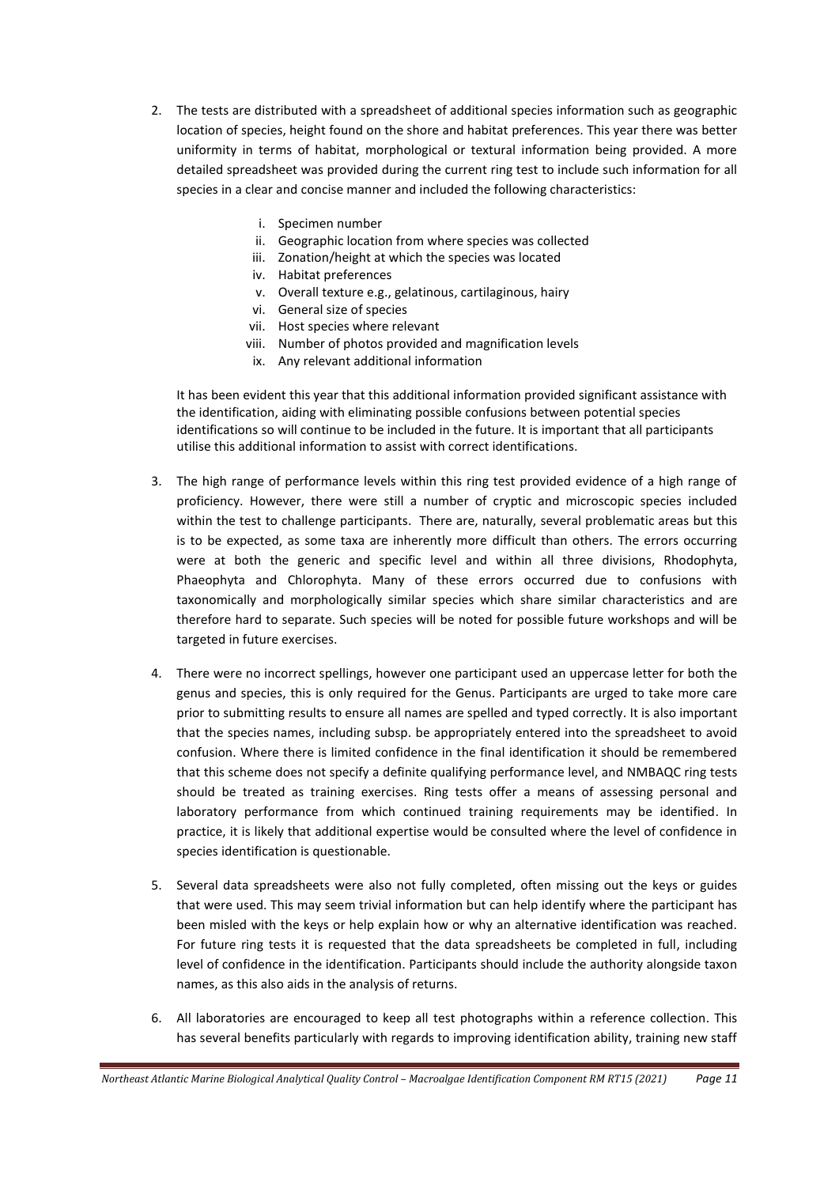2. The tests are distributed with a spreadsheet of additional species information such as geographic location of species, height found on the shore and habitat preferences. This year there was better uniformity in terms of habitat, morphological or textural information being provided. A more detailed spreadsheet was provided during the current ring test to include such information for all species in a clear and concise manner and included the following characteristics:

    i. Specimen number
    ii. Geographic location from where species was collected
    iii. Zonation/height at which the species was located
    iv. Habitat preferences
    v. Overall texture e.g., gelatinous, cartilaginous, hairy
    vi. General size of species
    vii. Host species where relevant
    viii. Number of photos provided and magnification levels
    ix. Any relevant additional information

    It has been evident this year that this additional information provided significant assistance with the identification, aiding with eliminating possible confusions between potential species identifications so will continue to be included in the future. It is important that all participants utilise this additional information to assist with correct identifications.

3. The high range of performance levels within this ring test provided evidence of a high range of proficiency. However, there were still a number of cryptic and microscopic species included within the test to challenge participants. There are, naturally, several problematic areas but this is to be expected, as some taxa are inherently more difficult than others. The errors occurring were at both the generic and specific level and within all three divisions, Rhodophyta, Phaeophyta and Chlorophyta. Many of these errors occurred due to confusions with taxonomically and morphologically similar species which share similar characteristics and are therefore hard to separate. Such species will be noted for possible future workshops and will be targeted in future exercises.

4. There were no incorrect spellings, however one participant used an uppercase letter for both the genus and species, this is only required for the Genus. Participants are urged to take more care prior to submitting results to ensure all names are spelled and typed correctly. It is also important that the species names, including subsp. be appropriately entered into the spreadsheet to avoid confusion. Where there is limited confidence in the final identification it should be remembered that this scheme does not specify a definite qualifying performance level, and NMBAQC ring tests should be treated as training exercises. Ring tests offer a means of assessing personal and laboratory performance from which continued training requirements may be identified. In practice, it is likely that additional expertise would be consulted where the level of confidence in species identification is questionable.

5. Several data spreadsheets were also not fully completed, often missing out the keys or guides that were used. This may seem trivial information but can help identify where the participant has been misled with the keys or help explain how or why an alternative identification was reached. For future ring tests it is requested that the data spreadsheets be completed in full, including level of confidence in the identification. Participants should include the authority alongside taxon names, as this also aids in the analysis of returns.

6. All laboratories are encouraged to keep all test photographs within a reference collection. This has several benefits particularly with regards to improving identification ability, training new staff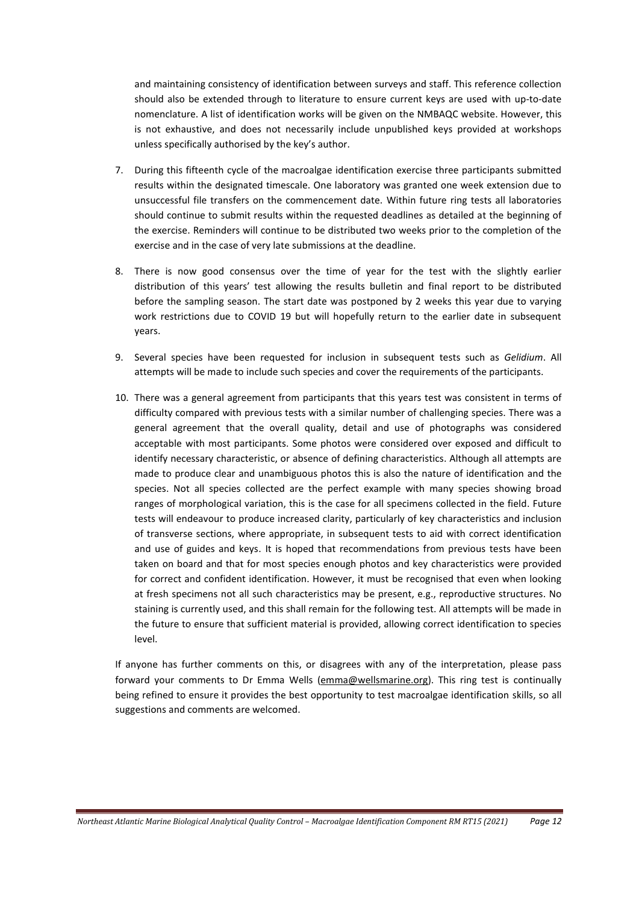and maintaining consistency of identification between surveys and staff. This reference collection should also be extended through to literature to ensure current keys are used with up-to-date nomenclature. A list of identification works will be given on the NMBAQC website. However, this is not exhaustive, and does not necessarily include unpublished keys provided at workshops unless specifically authorised by the key's author.

7. During this fifteenth cycle of the macroalgae identification exercise three participants submitted results within the designated timescale. One laboratory was granted one week extension due to unsuccessful file transfers on the commencement date. Within future ring tests all laboratories should continue to submit results within the requested deadlines as detailed at the beginning of the exercise. Reminders will continue to be distributed two weeks prior to the completion of the exercise and in the case of very late submissions at the deadline.

8. There is now good consensus over the time of year for the test with the slightly earlier distribution of this years' test allowing the results bulletin and final report to be distributed before the sampling season. The start date was postponed by 2 weeks this year due to varying work restrictions due to COVID 19 but will hopefully return to the earlier date in subsequent years.

9. Several species have been requested for inclusion in subsequent tests such as *Gelidium*. All attempts will be made to include such species and cover the requirements of the participants.

10. There was a general agreement from participants that this years test was consistent in terms of difficulty compared with previous tests with a similar number of challenging species. There was a general agreement that the overall quality, detail and use of photographs was considered acceptable with most participants. Some photos were considered over exposed and difficult to identify necessary characteristic, or absence of defining characteristics. Although all attempts are made to produce clear and unambiguous photos this is also the nature of identification and the species. Not all species collected are the perfect example with many species showing broad ranges of morphological variation, this is the case for all specimens collected in the field. Future tests will endeavour to produce increased clarity, particularly of key characteristics and inclusion of transverse sections, where appropriate, in subsequent tests to aid with correct identification and use of guides and keys. It is hoped that recommendations from previous tests have been taken on board and that for most species enough photos and key characteristics were provided for correct and confident identification. However, it must be recognised that even when looking at fresh specimens not all such characteristics may be present, e.g., reproductive structures. No staining is currently used, and this shall remain for the following test. All attempts will be made in the future to ensure that sufficient material is provided, allowing correct identification to species level.

If anyone has further comments on this, or disagrees with any of the interpretation, please pass forward your comments to Dr Emma Wells (emma@wellsmarine.org). This ring test is continually being refined to ensure it provides the best opportunity to test macroalgae identification skills, so all suggestions and comments are welcomed.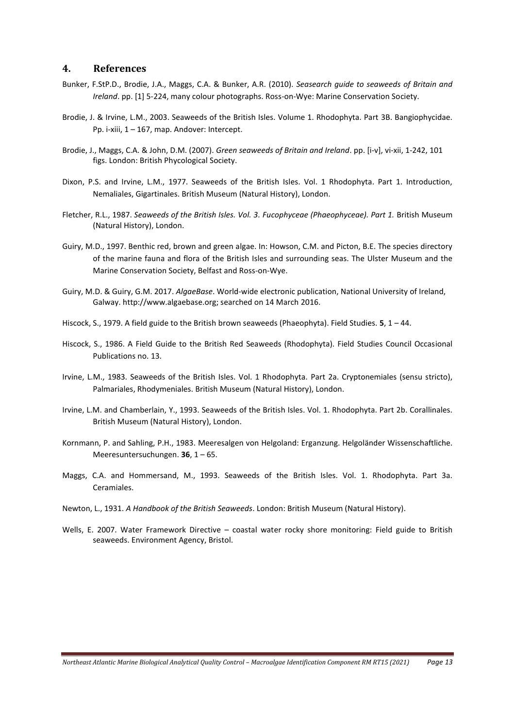## 4. References

Bunker, F.StP.D., Brodie, J.A., Maggs, C.A. & Bunker, A.R. (2010). *Seasearch guide to seaweeds of Britain and Ireland*. pp. [1] 5-224, many colour photographs. Ross-on-Wye: Marine Conservation Society.

Brodie, J. & Irvine, L.M., 2003. Seaweeds of the British Isles. Volume 1. Rhodophyta. Part 3B. Bangiophycidae. Pp. i-xiii, 1 – 167, map. Andover: Intercept.

Brodie, J., Maggs, C.A. & John, D.M. (2007). *Green seaweeds of Britain and Ireland*. pp. [i-v], vi-xii, 1-242, 101 figs. London: British Phycological Society.

Dixon, P.S. and Irvine, L.M., 1977. Seaweeds of the British Isles. Vol. 1 Rhodophyta. Part 1. Introduction, Nemaliales, Gigartinales. British Museum (Natural History), London.

Fletcher, R.L., 1987. *Seaweeds of the British Isles. Vol. 3. Fucophyceae (Phaeophyceae). Part 1.* British Museum (Natural History), London.

Guiry, M.D., 1997. Benthic red, brown and green algae. In: Howson, C.M. and Picton, B.E. The species directory of the marine fauna and flora of the British Isles and surrounding seas. The Ulster Museum and the Marine Conservation Society, Belfast and Ross-on-Wye.

Guiry, M.D. & Guiry, G.M. 2017. *AlgaeBase*. World-wide electronic publication, National University of Ireland, Galway. http://www.algaebase.org; searched on 14 March 2016.

Hiscock, S., 1979. A field guide to the British brown seaweeds (Phaeophyta). Field Studies. **5**, 1 – 44.

Hiscock, S., 1986. A Field Guide to the British Red Seaweeds (Rhodophyta). Field Studies Council Occasional Publications no. 13.

Irvine, L.M., 1983. Seaweeds of the British Isles. Vol. 1 Rhodophyta. Part 2a. Cryptonemiales (sensu stricto), Palmariales, Rhodymeniales. British Museum (Natural History), London.

Irvine, L.M. and Chamberlain, Y., 1993. Seaweeds of the British Isles. Vol. 1. Rhodophyta. Part 2b. Corallinales. British Museum (Natural History), London.

Kornmann, P. and Sahling, P.H., 1983. Meeresalgen von Helgoland: Erganzung. Helgoländer Wissenschaftliche. Meeresuntersuchungen. **36**, 1 – 65.

Maggs, C.A. and Hommersand, M., 1993. Seaweeds of the British Isles. Vol. 1. Rhodophyta. Part 3a. Ceramiales.

Newton, L., 1931. *A Handbook of the British Seaweeds*. London: British Museum (Natural History).

Wells, E. 2007. Water Framework Directive – coastal water rocky shore monitoring: Field guide to British seaweeds. Environment Agency, Bristol.